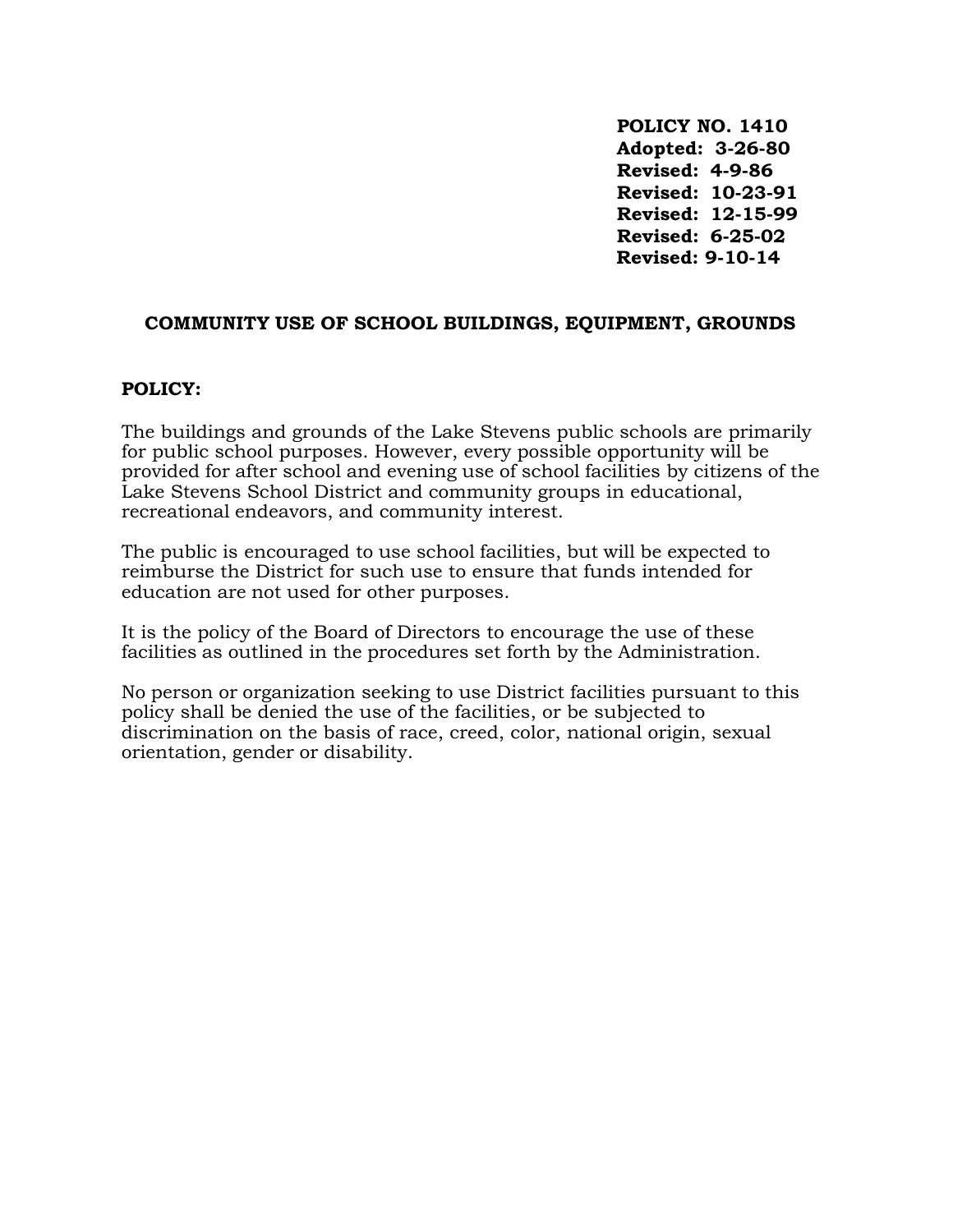**POLICY NO. 1410**
**Adopted: 3-26-80**
**Revised: 4-9-86**
**Revised: 10-23-91**
**Revised: 12-15-99**
**Revised: 6-25-02**
**Revised: 9-10-14**

# COMMUNITY USE OF SCHOOL BUILDINGS, EQUIPMENT, GROUNDS

**POLICY:**

The buildings and grounds of the Lake Stevens public schools are primarily for public school purposes. However, every possible opportunity will be provided for after school and evening use of school facilities by citizens of the Lake Stevens School District and community groups in educational, recreational endeavors, and community interest.

The public is encouraged to use school facilities, but will be expected to reimburse the District for such use to ensure that funds intended for education are not used for other purposes.

It is the policy of the Board of Directors to encourage the use of these facilities as outlined in the procedures set forth by the Administration.

No person or organization seeking to use District facilities pursuant to this policy shall be denied the use of the facilities, or be subjected to discrimination on the basis of race, creed, color, national origin, sexual orientation, gender or disability.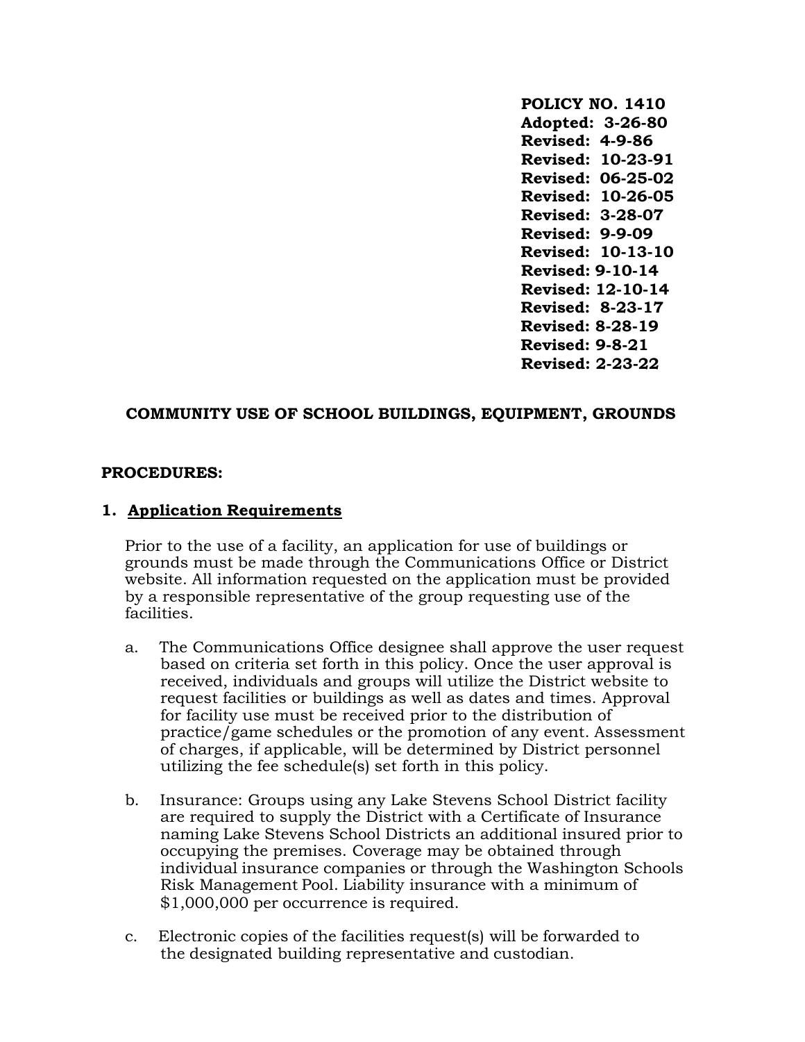**POLICY NO. 1410**
**Adopted: 3-26-80**
**Revised: 4-9-86**
**Revised: 10-23-91**
**Revised: 06-25-02**
**Revised: 10-26-05**
**Revised: 3-28-07**
**Revised: 9-9-09**
**Revised: 10-13-10**
**Revised: 9-10-14**
**Revised: 12-10-14**
**Revised: 8-23-17**
**Revised: 8-28-19**
**Revised: 9-8-21**
**Revised: 2-23-22**

# COMMUNITY USE OF SCHOOL BUILDINGS, EQUIPMENT, GROUNDS

## PROCEDURES:

### 1. Application Requirements

Prior to the use of a facility, an application for use of buildings or grounds must be made through the Communications Office or District website. All information requested on the application must be provided by a responsible representative of the group requesting use of the facilities.

a. The Communications Office designee shall approve the user request based on criteria set forth in this policy. Once the user approval is received, individuals and groups will utilize the District website to request facilities or buildings as well as dates and times. Approval for facility use must be received prior to the distribution of practice/game schedules or the promotion of any event. Assessment of charges, if applicable, will be determined by District personnel utilizing the fee schedule(s) set forth in this policy.

b. Insurance: Groups using any Lake Stevens School District facility are required to supply the District with a Certificate of Insurance naming Lake Stevens School Districts an additional insured prior to occupying the premises. Coverage may be obtained through individual insurance companies or through the Washington Schools Risk Management Pool. Liability insurance with a minimum of $1,000,000 per occurrence is required.

c. Electronic copies of the facilities request(s) will be forwarded to the designated building representative and custodian.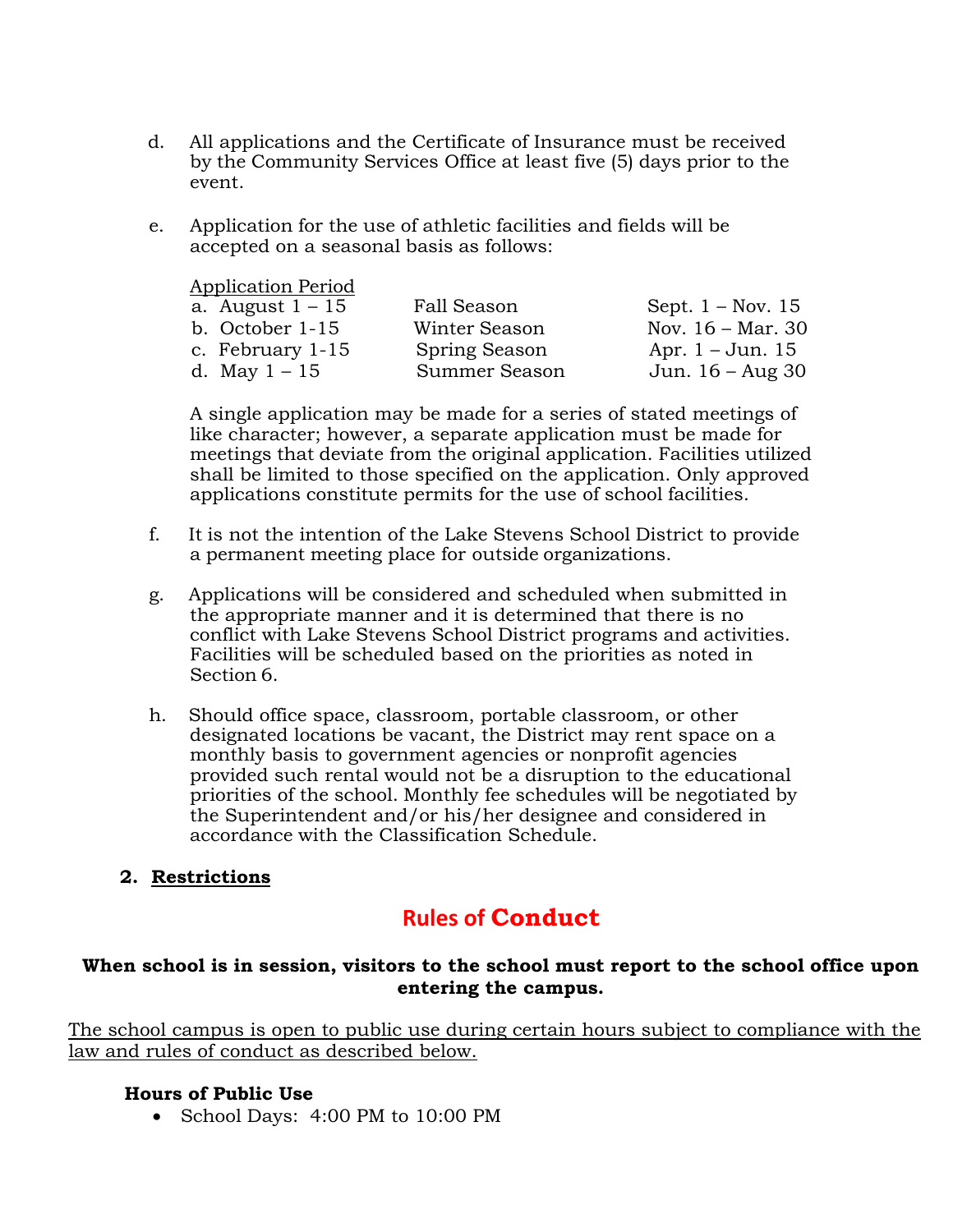d. All applications and the Certificate of Insurance must be received by the Community Services Office at least five (5) days prior to the event.

e. Application for the use of athletic facilities and fields will be accepted on a seasonal basis as follows:

| Application Period | | |
|---|---|---|
| a. August 1 – 15 | Fall Season | Sept. 1 – Nov. 15 |
| b. October 1-15 | Winter Season | Nov. 16 – Mar. 30 |
| c. February 1-15 | Spring Season | Apr. 1 – Jun. 15 |
| d. May 1 – 15 | Summer Season | Jun. 16 – Aug 30 |

A single application may be made for a series of stated meetings of like character; however, a separate application must be made for meetings that deviate from the original application. Facilities utilized shall be limited to those specified on the application. Only approved applications constitute permits for the use of school facilities.

f. It is not the intention of the Lake Stevens School District to provide a permanent meeting place for outside organizations.

g. Applications will be considered and scheduled when submitted in the appropriate manner and it is determined that there is no conflict with Lake Stevens School District programs and activities. Facilities will be scheduled based on the priorities as noted in Section 6.

h. Should office space, classroom, portable classroom, or other designated locations be vacant, the District may rent space on a monthly basis to government agencies or nonprofit agencies provided such rental would not be a disruption to the educational priorities of the school. Monthly fee schedules will be negotiated by the Superintendent and/or his/her designee and considered in accordance with the Classification Schedule.

**2. Restrictions**

## Rules of Conduct

**When school is in session, visitors to the school must report to the school office upon entering the campus.**

The school campus is open to public use during certain hours subject to compliance with the law and rules of conduct as described below.

**Hours of Public Use**

- School Days: 4:00 PM to 10:00 PM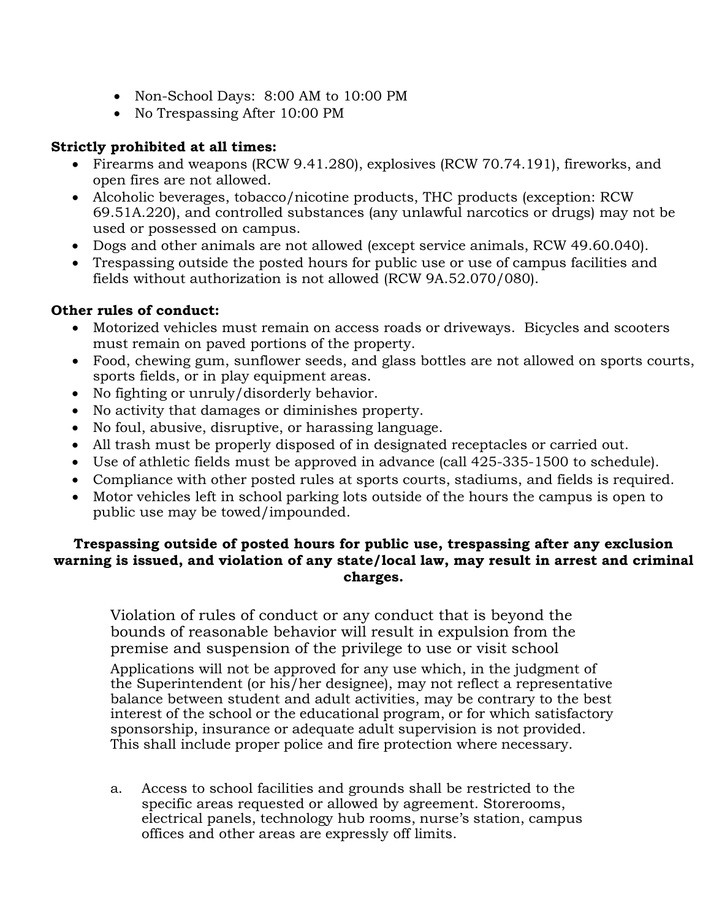- Non-School Days: 8:00 AM to 10:00 PM
- No Trespassing After 10:00 PM

**Strictly prohibited at all times:**

- Firearms and weapons (RCW 9.41.280), explosives (RCW 70.74.191), fireworks, and open fires are not allowed.
- Alcoholic beverages, tobacco/nicotine products, THC products (exception: RCW 69.51A.220), and controlled substances (any unlawful narcotics or drugs) may not be used or possessed on campus.
- Dogs and other animals are not allowed (except service animals, RCW 49.60.040).
- Trespassing outside the posted hours for public use or use of campus facilities and fields without authorization is not allowed (RCW 9A.52.070/080).

**Other rules of conduct:**

- Motorized vehicles must remain on access roads or driveways. Bicycles and scooters must remain on paved portions of the property.
- Food, chewing gum, sunflower seeds, and glass bottles are not allowed on sports courts, sports fields, or in play equipment areas.
- No fighting or unruly/disorderly behavior.
- No activity that damages or diminishes property.
- No foul, abusive, disruptive, or harassing language.
- All trash must be properly disposed of in designated receptacles or carried out.
- Use of athletic fields must be approved in advance (call 425-335-1500 to schedule).
- Compliance with other posted rules at sports courts, stadiums, and fields is required.
- Motor vehicles left in school parking lots outside of the hours the campus is open to public use may be towed/impounded.

**Trespassing outside of posted hours for public use, trespassing after any exclusion warning is issued, and violation of any state/local law, may result in arrest and criminal charges.**

Violation of rules of conduct or any conduct that is beyond the bounds of reasonable behavior will result in expulsion from the premise and suspension of the privilege to use or visit school

Applications will not be approved for any use which, in the judgment of the Superintendent (or his/her designee), may not reflect a representative balance between student and adult activities, may be contrary to the best interest of the school or the educational program, or for which satisfactory sponsorship, insurance or adequate adult supervision is not provided. This shall include proper police and fire protection where necessary.

a. Access to school facilities and grounds shall be restricted to the specific areas requested or allowed by agreement. Storerooms, electrical panels, technology hub rooms, nurse's station, campus offices and other areas are expressly off limits.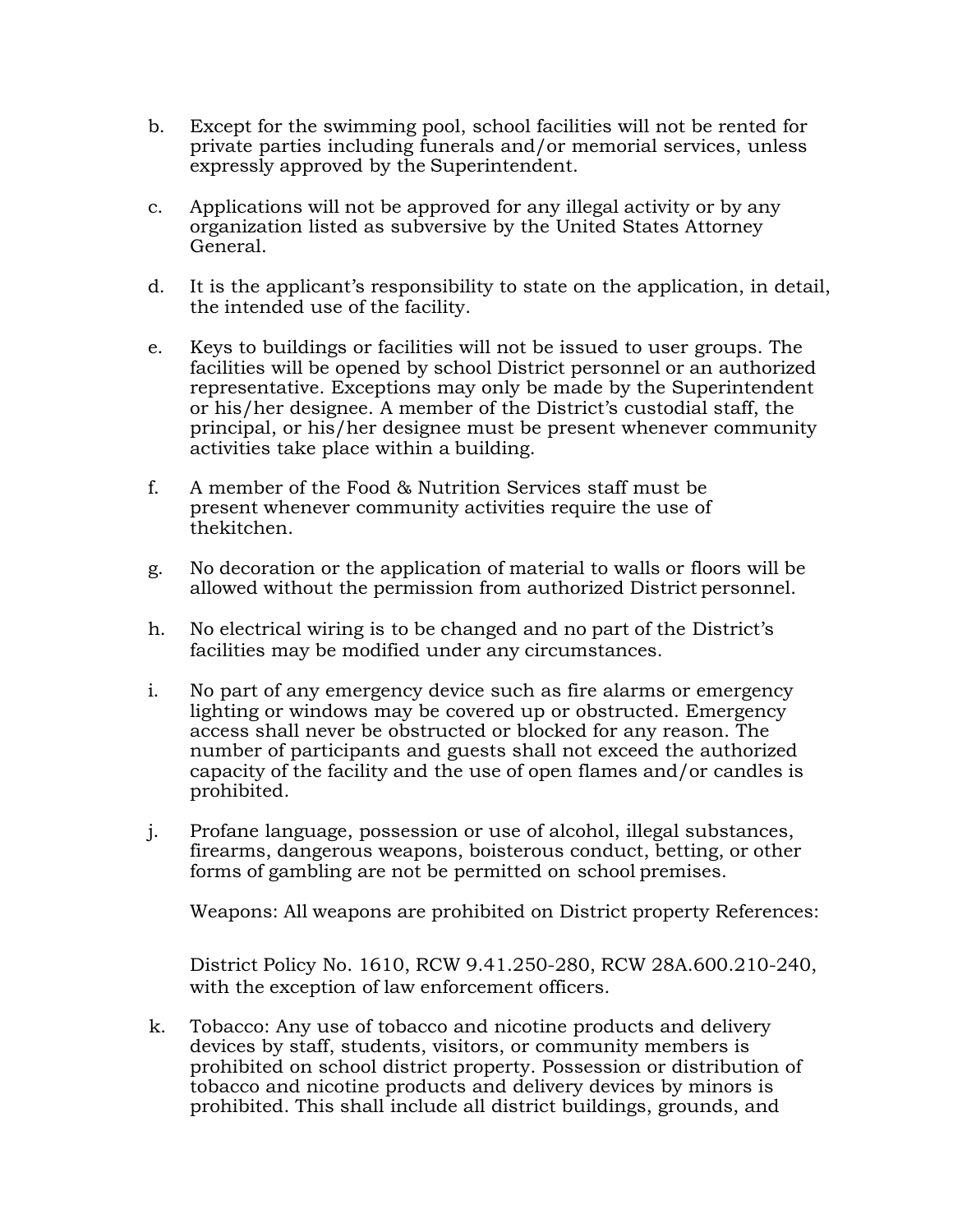b. Except for the swimming pool, school facilities will not be rented for private parties including funerals and/or memorial services, unless expressly approved by the Superintendent.

c. Applications will not be approved for any illegal activity or by any organization listed as subversive by the United States Attorney General.

d. It is the applicant's responsibility to state on the application, in detail, the intended use of the facility.

e. Keys to buildings or facilities will not be issued to user groups. The facilities will be opened by school District personnel or an authorized representative. Exceptions may only be made by the Superintendent or his/her designee. A member of the District's custodial staff, the principal, or his/her designee must be present whenever community activities take place within a building.

f. A member of the Food & Nutrition Services staff must be present whenever community activities require the use of thekitchen.

g. No decoration or the application of material to walls or floors will be allowed without the permission from authorized District personnel.

h. No electrical wiring is to be changed and no part of the District's facilities may be modified under any circumstances.

i. No part of any emergency device such as fire alarms or emergency lighting or windows may be covered up or obstructed. Emergency access shall never be obstructed or blocked for any reason. The number of participants and guests shall not exceed the authorized capacity of the facility and the use of open flames and/or candles is prohibited.

j. Profane language, possession or use of alcohol, illegal substances, firearms, dangerous weapons, boisterous conduct, betting, or other forms of gambling are not be permitted on school premises.

   Weapons: All weapons are prohibited on District property References:

   District Policy No. 1610, RCW 9.41.250-280, RCW 28A.600.210-240, with the exception of law enforcement officers.

k. Tobacco: Any use of tobacco and nicotine products and delivery devices by staff, students, visitors, or community members is prohibited on school district property. Possession or distribution of tobacco and nicotine products and delivery devices by minors is prohibited. This shall include all district buildings, grounds, and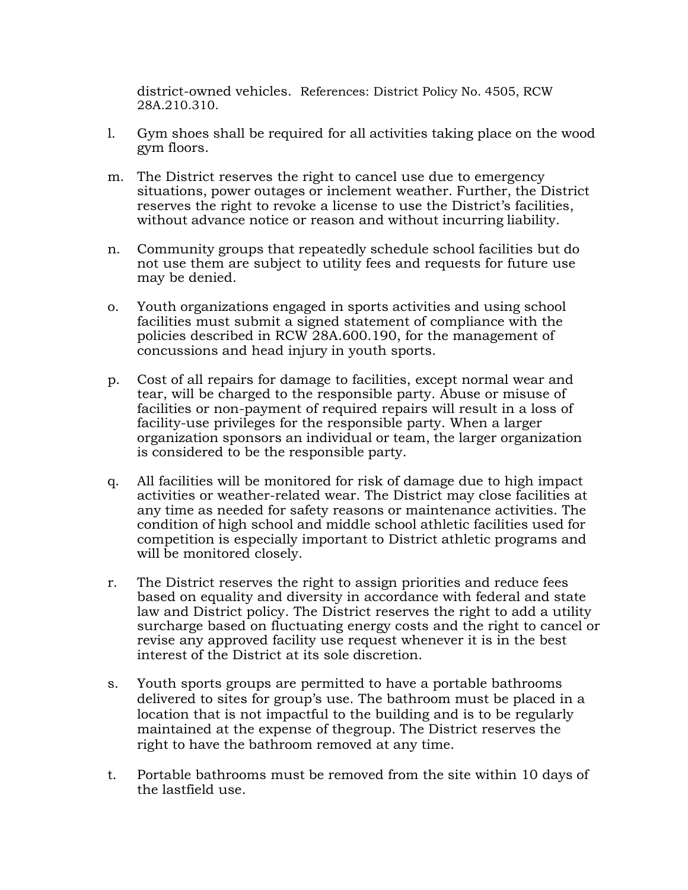district-owned vehicles. References: District Policy No. 4505, RCW 28A.210.310.

l. Gym shoes shall be required for all activities taking place on the wood gym floors.

m. The District reserves the right to cancel use due to emergency situations, power outages or inclement weather. Further, the District reserves the right to revoke a license to use the District's facilities, without advance notice or reason and without incurring liability.

n. Community groups that repeatedly schedule school facilities but do not use them are subject to utility fees and requests for future use may be denied.

o. Youth organizations engaged in sports activities and using school facilities must submit a signed statement of compliance with the policies described in RCW 28A.600.190, for the management of concussions and head injury in youth sports.

p. Cost of all repairs for damage to facilities, except normal wear and tear, will be charged to the responsible party. Abuse or misuse of facilities or non-payment of required repairs will result in a loss of facility-use privileges for the responsible party. When a larger organization sponsors an individual or team, the larger organization is considered to be the responsible party.

q. All facilities will be monitored for risk of damage due to high impact activities or weather-related wear. The District may close facilities at any time as needed for safety reasons or maintenance activities. The condition of high school and middle school athletic facilities used for competition is especially important to District athletic programs and will be monitored closely.

r. The District reserves the right to assign priorities and reduce fees based on equality and diversity in accordance with federal and state law and District policy. The District reserves the right to add a utility surcharge based on fluctuating energy costs and the right to cancel or revise any approved facility use request whenever it is in the best interest of the District at its sole discretion.

s. Youth sports groups are permitted to have a portable bathrooms delivered to sites for group's use. The bathroom must be placed in a location that is not impactful to the building and is to be regularly maintained at the expense of thegroup. The District reserves the right to have the bathroom removed at any time.

t. Portable bathrooms must be removed from the site within 10 days of the lastfield use.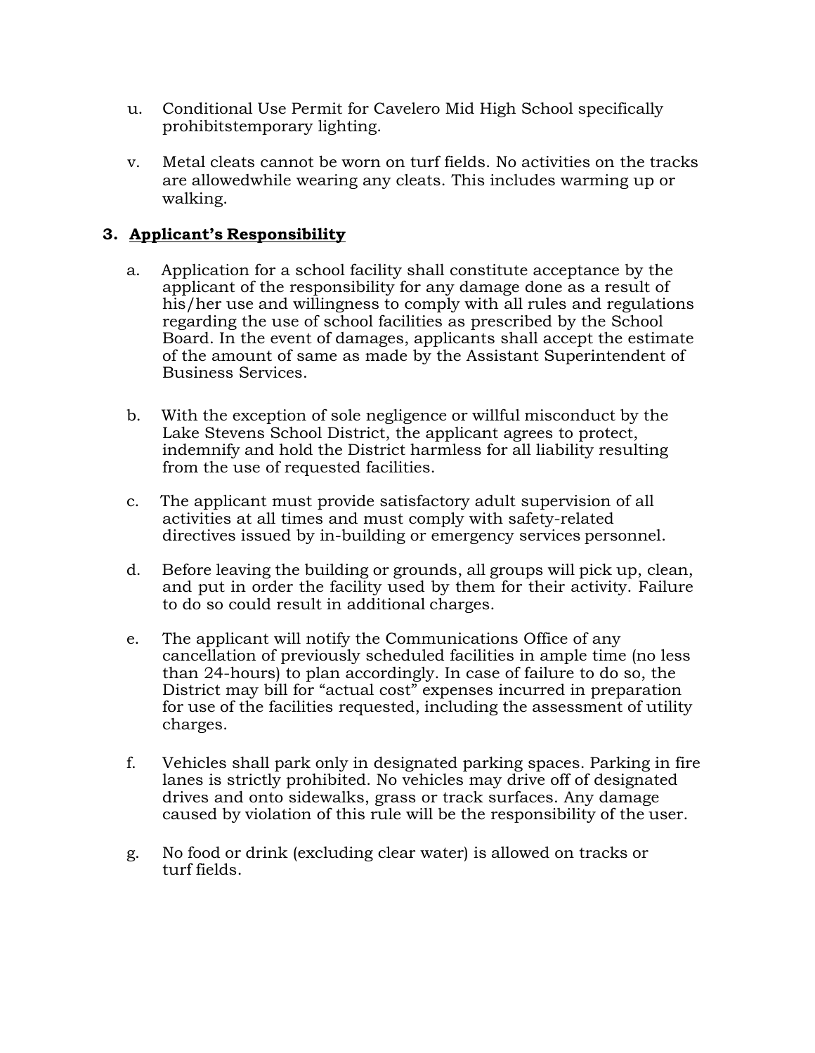u. Conditional Use Permit for Cavelero Mid High School specifically prohibitstemporary lighting.

v. Metal cleats cannot be worn on turf fields. No activities on the tracks are allowedwhile wearing any cleats. This includes warming up or walking.

### 3. **Applicant's Responsibility**

a. Application for a school facility shall constitute acceptance by the applicant of the responsibility for any damage done as a result of his/her use and willingness to comply with all rules and regulations regarding the use of school facilities as prescribed by the School Board. In the event of damages, applicants shall accept the estimate of the amount of same as made by the Assistant Superintendent of Business Services.

b. With the exception of sole negligence or willful misconduct by the Lake Stevens School District, the applicant agrees to protect, indemnify and hold the District harmless for all liability resulting from the use of requested facilities.

c. The applicant must provide satisfactory adult supervision of all activities at all times and must comply with safety-related directives issued by in-building or emergency services personnel.

d. Before leaving the building or grounds, all groups will pick up, clean, and put in order the facility used by them for their activity. Failure to do so could result in additional charges.

e. The applicant will notify the Communications Office of any cancellation of previously scheduled facilities in ample time (no less than 24-hours) to plan accordingly. In case of failure to do so, the District may bill for "actual cost" expenses incurred in preparation for use of the facilities requested, including the assessment of utility charges.

f. Vehicles shall park only in designated parking spaces. Parking in fire lanes is strictly prohibited. No vehicles may drive off of designated drives and onto sidewalks, grass or track surfaces. Any damage caused by violation of this rule will be the responsibility of the user.

g. No food or drink (excluding clear water) is allowed on tracks or turf fields.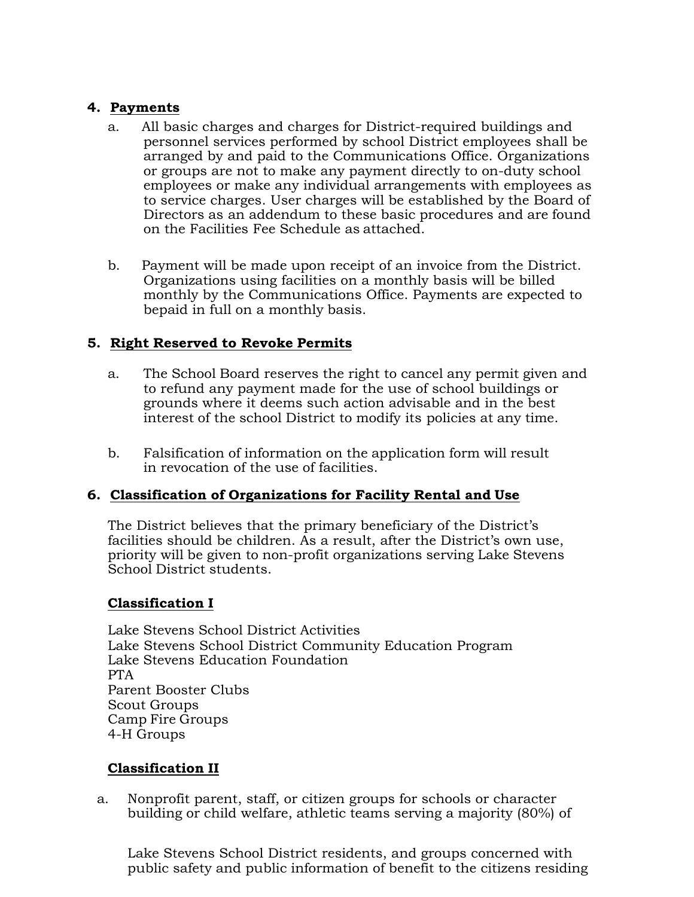## 4. Payments

a. All basic charges and charges for District-required buildings and personnel services performed by school District employees shall be arranged by and paid to the Communications Office. Organizations or groups are not to make any payment directly to on-duty school employees or make any individual arrangements with employees as to service charges. User charges will be established by the Board of Directors as an addendum to these basic procedures and are found on the Facilities Fee Schedule as attached.

b. Payment will be made upon receipt of an invoice from the District. Organizations using facilities on a monthly basis will be billed monthly by the Communications Office. Payments are expected to bepaid in full on a monthly basis.

## 5. Right Reserved to Revoke Permits

a. The School Board reserves the right to cancel any permit given and to refund any payment made for the use of school buildings or grounds where it deems such action advisable and in the best interest of the school District to modify its policies at any time.

b. Falsification of information on the application form will result in revocation of the use of facilities.

## 6. Classification of Organizations for Facility Rental and Use

The District believes that the primary beneficiary of the District's facilities should be children. As a result, after the District's own use, priority will be given to non-profit organizations serving Lake Stevens School District students.

### Classification I

Lake Stevens School District Activities
Lake Stevens School District Community Education Program
Lake Stevens Education Foundation
PTA
Parent Booster Clubs
Scout Groups
Camp Fire Groups
4-H Groups

### Classification II

a. Nonprofit parent, staff, or citizen groups for schools or character building or child welfare, athletic teams serving a majority (80%) of

Lake Stevens School District residents, and groups concerned with public safety and public information of benefit to the citizens residing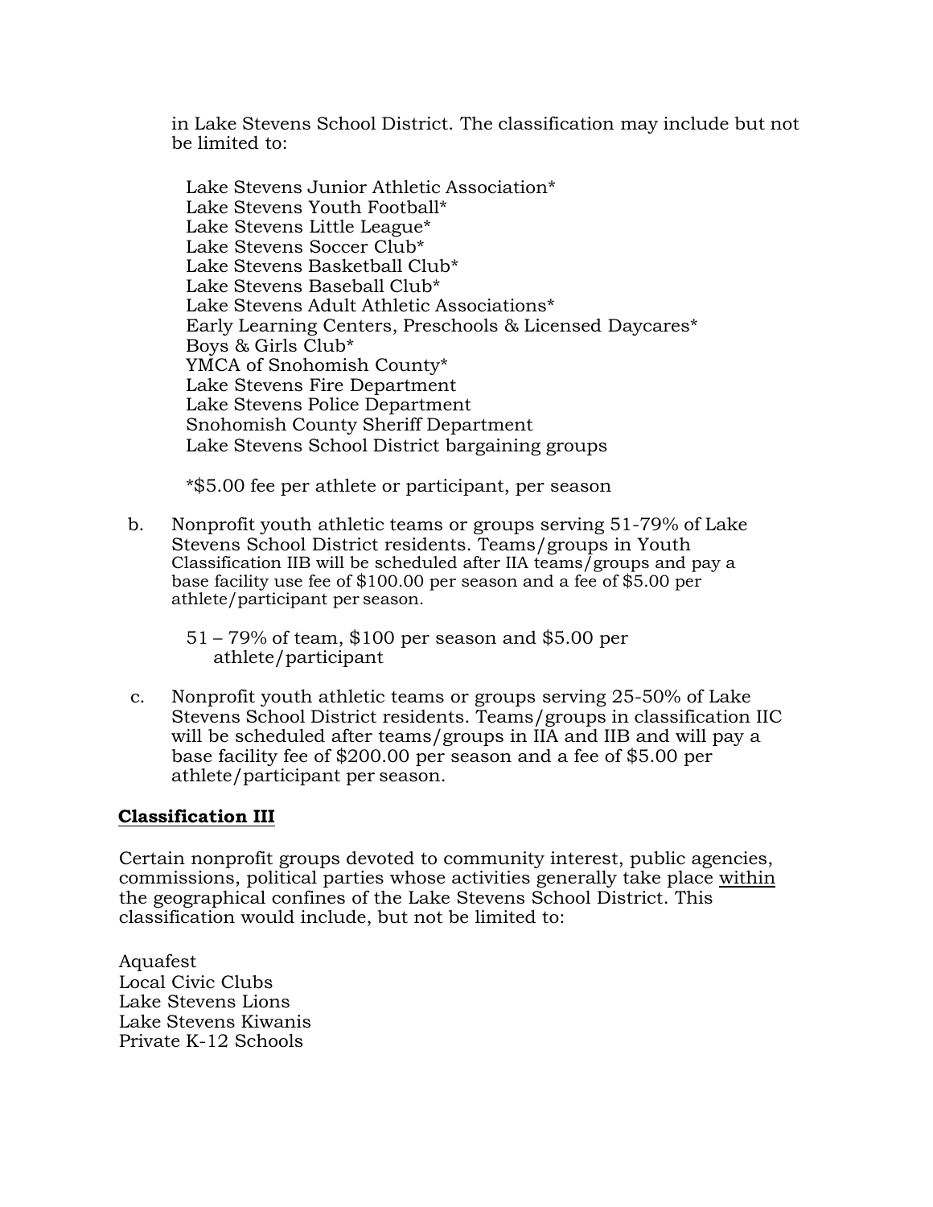in Lake Stevens School District. The classification may include but not be limited to:

Lake Stevens Junior Athletic Association*
Lake Stevens Youth Football*
Lake Stevens Little League*
Lake Stevens Soccer Club*
Lake Stevens Basketball Club*
Lake Stevens Baseball Club*
Lake Stevens Adult Athletic Associations*
Early Learning Centers, Preschools & Licensed Daycares*
Boys & Girls Club*
YMCA of Snohomish County*
Lake Stevens Fire Department
Lake Stevens Police Department
Snohomish County Sheriff Department
Lake Stevens School District bargaining groups

*$5.00 fee per athlete or participant, per season

b. Nonprofit youth athletic teams or groups serving 51-79% of Lake Stevens School District residents. Teams/groups in Youth Classification IIB will be scheduled after IIA teams/groups and pay a base facility use fee of $100.00 per season and a fee of $5.00 per athlete/participant per season.

   51 – 79% of team, $100 per season and $5.00 per athlete/participant

c. Nonprofit youth athletic teams or groups serving 25-50% of Lake Stevens School District residents. Teams/groups in classification IIC will be scheduled after teams/groups in IIA and IIB and will pay a base facility fee of $200.00 per season and a fee of $5.00 per athlete/participant per season.

**Classification III**

Certain nonprofit groups devoted to community interest, public agencies, commissions, political parties whose activities generally take place within the geographical confines of the Lake Stevens School District. This classification would include, but not be limited to:

Aquafest
Local Civic Clubs
Lake Stevens Lions
Lake Stevens Kiwanis
Private K-12 Schools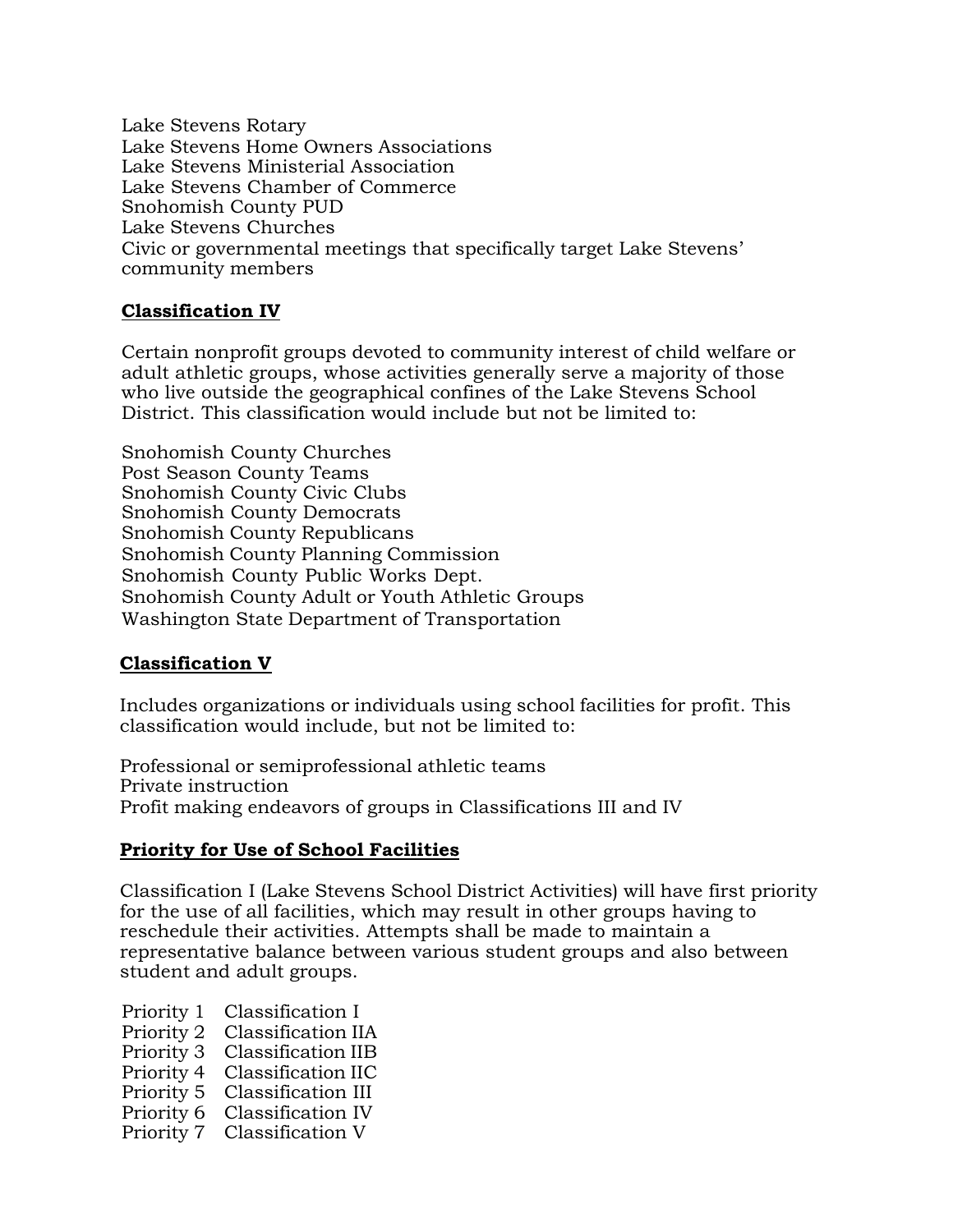Lake Stevens Rotary
Lake Stevens Home Owners Associations
Lake Stevens Ministerial Association
Lake Stevens Chamber of Commerce
Snohomish County PUD
Lake Stevens Churches
Civic or governmental meetings that specifically target Lake Stevens' community members

**Classification IV**

Certain nonprofit groups devoted to community interest of child welfare or adult athletic groups, whose activities generally serve a majority of those who live outside the geographical confines of the Lake Stevens School District. This classification would include but not be limited to:

Snohomish County Churches
Post Season County Teams
Snohomish County Civic Clubs
Snohomish County Democrats
Snohomish County Republicans
Snohomish County Planning Commission
Snohomish County Public Works Dept.
Snohomish County Adult or Youth Athletic Groups
Washington State Department of Transportation

**Classification V**

Includes organizations or individuals using school facilities for profit. This classification would include, but not be limited to:

Professional or semiprofessional athletic teams
Private instruction
Profit making endeavors of groups in Classifications III and IV

**Priority for Use of School Facilities**

Classification I (Lake Stevens School District Activities) will have first priority for the use of all facilities, which may result in other groups having to reschedule their activities. Attempts shall be made to maintain a representative balance between various student groups and also between student and adult groups.

Priority 1 Classification I
Priority 2 Classification IIA
Priority 3 Classification IIB
Priority 4 Classification IIC
Priority 5 Classification III
Priority 6 Classification IV
Priority 7 Classification V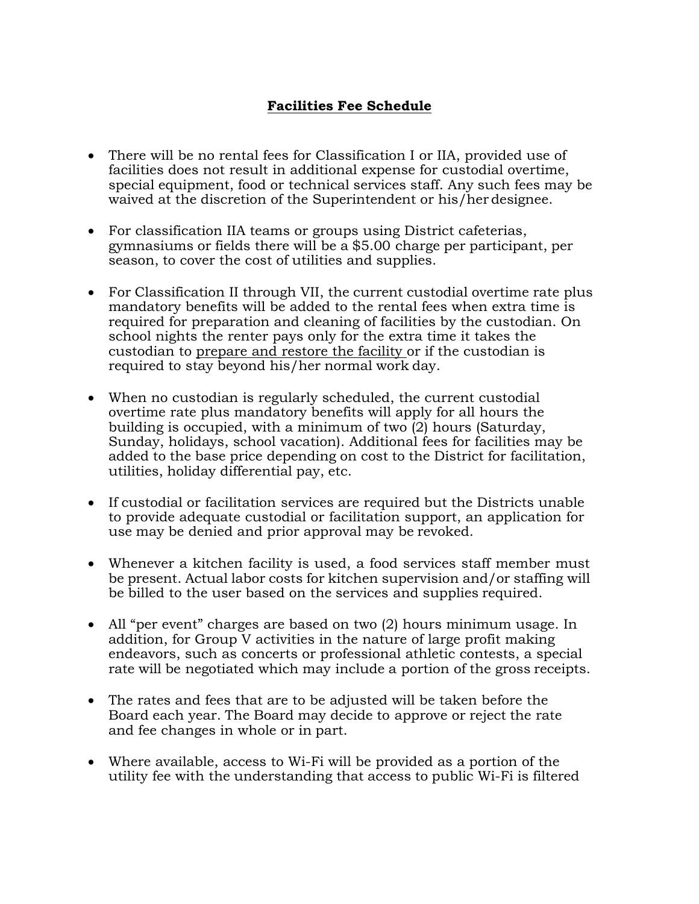## **Facilities Fee Schedule**

- There will be no rental fees for Classification I or IIA, provided use of facilities does not result in additional expense for custodial overtime, special equipment, food or technical services staff. Any such fees may be waived at the discretion of the Superintendent or his/her designee.

- For classification IIA teams or groups using District cafeterias, gymnasiums or fields there will be a $5.00 charge per participant, per season, to cover the cost of utilities and supplies.

- For Classification II through VII, the current custodial overtime rate plus mandatory benefits will be added to the rental fees when extra time is required for preparation and cleaning of facilities by the custodian. On school nights the renter pays only for the extra time it takes the custodian to <u>prepare and restore the facility</u> or if the custodian is required to stay beyond his/her normal work day.

- When no custodian is regularly scheduled, the current custodial overtime rate plus mandatory benefits will apply for all hours the building is occupied, with a minimum of two (2) hours (Saturday, Sunday, holidays, school vacation). Additional fees for facilities may be added to the base price depending on cost to the District for facilitation, utilities, holiday differential pay, etc.

- If custodial or facilitation services are required but the Districts unable to provide adequate custodial or facilitation support, an application for use may be denied and prior approval may be revoked.

- Whenever a kitchen facility is used, a food services staff member must be present. Actual labor costs for kitchen supervision and/or staffing will be billed to the user based on the services and supplies required.

- All "per event" charges are based on two (2) hours minimum usage. In addition, for Group V activities in the nature of large profit making endeavors, such as concerts or professional athletic contests, a special rate will be negotiated which may include a portion of the gross receipts.

- The rates and fees that are to be adjusted will be taken before the Board each year. The Board may decide to approve or reject the rate and fee changes in whole or in part.

- Where available, access to Wi-Fi will be provided as a portion of the utility fee with the understanding that access to public Wi-Fi is filtered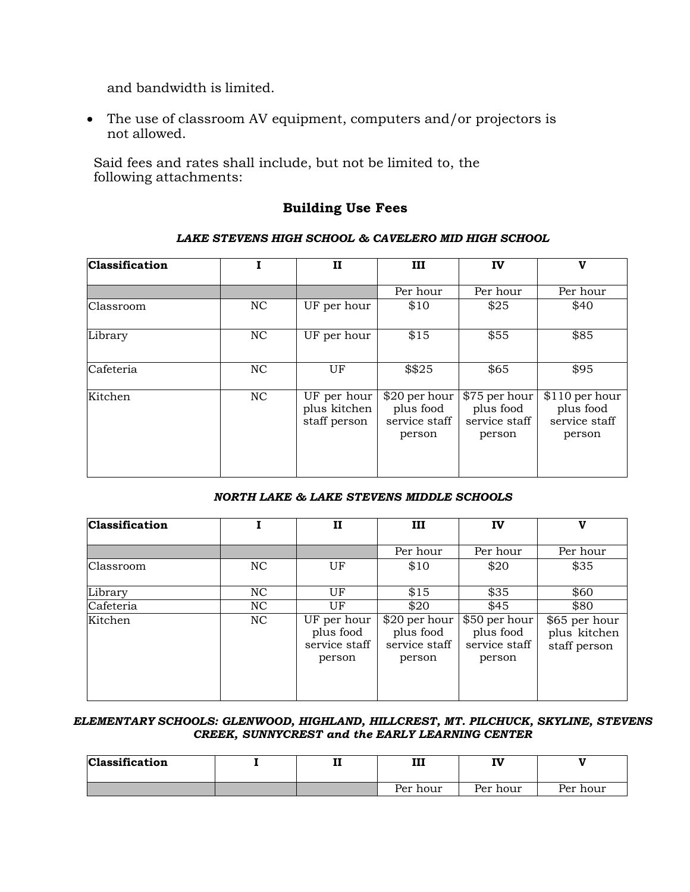and bandwidth is limited.

- The use of classroom AV equipment, computers and/or projectors is not allowed.

Said fees and rates shall include, but not be limited to, the following attachments:

## Building Use Fees

***LAKE STEVENS HIGH SCHOOL & CAVELERO MID HIGH SCHOOL***

| **Classification** | **I** | **II** | **III** | **IV** | **V** |
|---|---|---|---|---|---|
| | | | Per hour | Per hour | Per hour |
| Classroom | NC | UF per hour | $10 | $25 | $40 |
| Library | NC | UF per hour | $15 | $55 | $85 |
| Cafeteria | NC | UF | $$25 | $65 | $95 |
| Kitchen | NC | UF per hour plus kitchen staff person | $20 per hour plus food service staff person | $75 per hour plus food service staff person | $110 per hour plus food service staff person |

***NORTH LAKE & LAKE STEVENS MIDDLE SCHOOLS***

| **Classification** | **I** | **II** | **III** | **IV** | **V** |
|---|---|---|---|---|---|
| | | | Per hour | Per hour | Per hour |
| Classroom | NC | UF | $10 | $20 | $35 |
| Library | NC | UF | $15 | $35 | $60 |
| Cafeteria | NC | UF | $20 | $45 | $80 |
| Kitchen | NC | UF per hour plus food service staff person | $20 per hour plus food service staff person | $50 per hour plus food service staff person | $65 per hour plus kitchen staff person |

***ELEMENTARY SCHOOLS: GLENWOOD, HIGHLAND, HILLCREST, MT. PILCHUCK, SKYLINE, STEVENS CREEK, SUNNYCREST and the EARLY LEARNING CENTER***

| **Classification** | **I** | **II** | **III** | **IV** | **V** |
|---|---|---|---|---|---|
| | | | Per hour | Per hour | Per hour |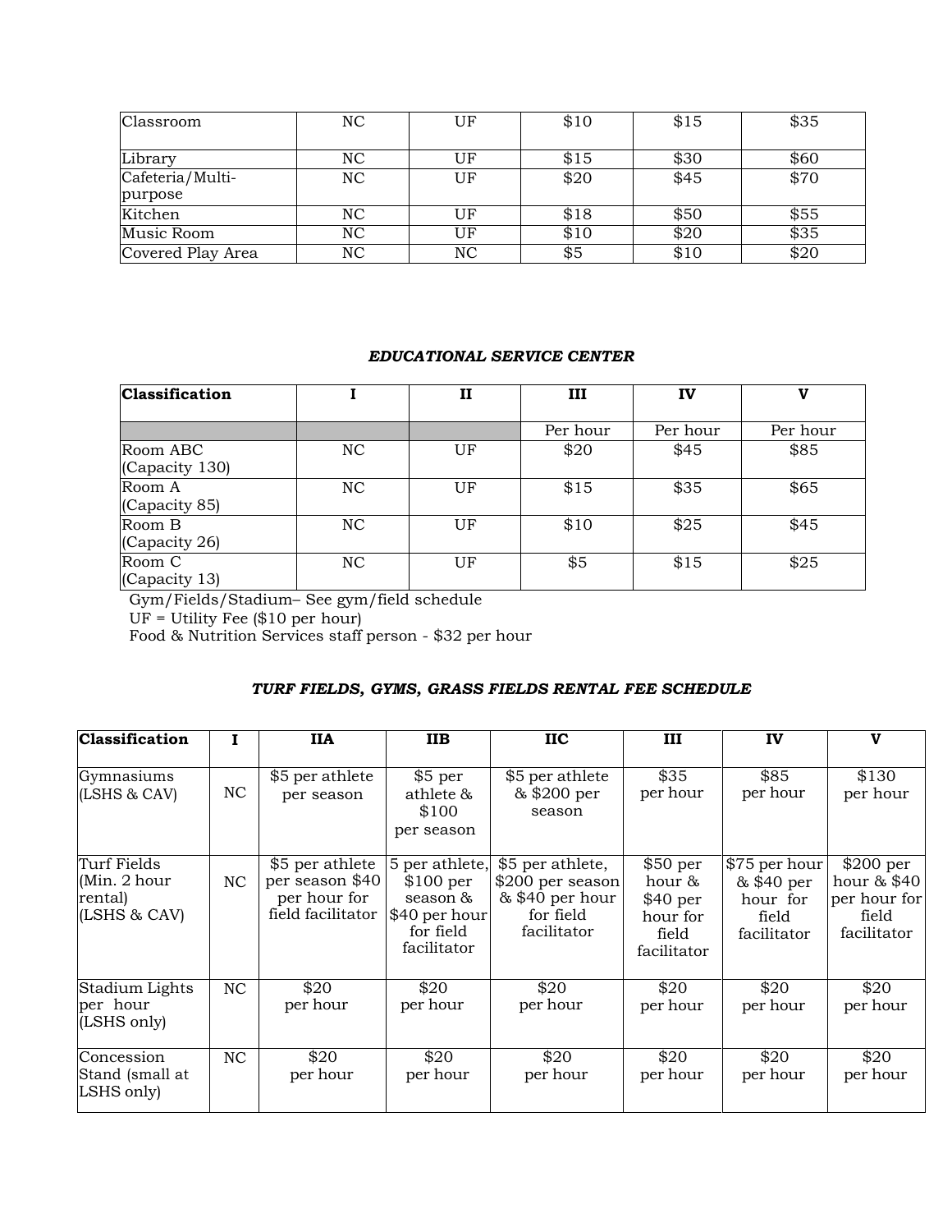| Classroom | NC | UF | $10 | $15 | $35 |
|---|---|---|---|---|---|
| Library | NC | UF | $15 | $30 | $60 |
| Cafeteria/Multi-purpose | NC | UF | $20 | $45 | $70 |
| Kitchen | NC | UF | $18 | $50 | $55 |
| Music Room | NC | UF | $10 | $20 | $35 |
| Covered Play Area | NC | NC | $5 | $10 | $20 |

### *EDUCATIONAL SERVICE CENTER*

| **Classification** | **I** | **II** | **III** | **IV** | **V** |
|---|---|---|---|---|---|
| | | | Per hour | Per hour | Per hour |
| Room ABC (Capacity 130) | NC | UF | $20 | $45 | $85 |
| Room A (Capacity 85) | NC | UF | $15 | $35 | $65 |
| Room B (Capacity 26) | NC | UF | $10 | $25 | $45 |
| Room C (Capacity 13) | NC | UF | $5 | $15 | $25 |

Gym/Fields/Stadium– See gym/field schedule
UF = Utility Fee ($10 per hour)
Food & Nutrition Services staff person - $32 per hour

### *TURF FIELDS, GYMS, GRASS FIELDS RENTAL FEE SCHEDULE*

| **Classification** | **I** | **IIA** | **IIB** | **IIC** | **III** | **IV** | **V** |
|---|---|---|---|---|---|---|---|
| Gymnasiums (LSHS & CAV) | NC | $5 per athlete per season | $5 per athlete & $100 per season | $5 per athlete & $200 per season | $35 per hour | $85 per hour | $130 per hour |
| Turf Fields (Min. 2 hour rental) (LSHS & CAV) | NC | $5 per athlete per season $40 per hour for field facilitator | 5 per athlete, $100 per season & $40 per hour for field facilitator | $5 per athlete, $200 per season & $40 per hour for field facilitator | $50 per hour & $40 per hour for field facilitator | $75 per hour & $40 per hour for field facilitator | $200 per hour & $40 per hour for field facilitator |
| Stadium Lights per hour (LSHS only) | NC | $20 per hour | $20 per hour | $20 per hour | $20 per hour | $20 per hour | $20 per hour |
| Concession Stand (small at LSHS only) | NC | $20 per hour | $20 per hour | $20 per hour | $20 per hour | $20 per hour | $20 per hour |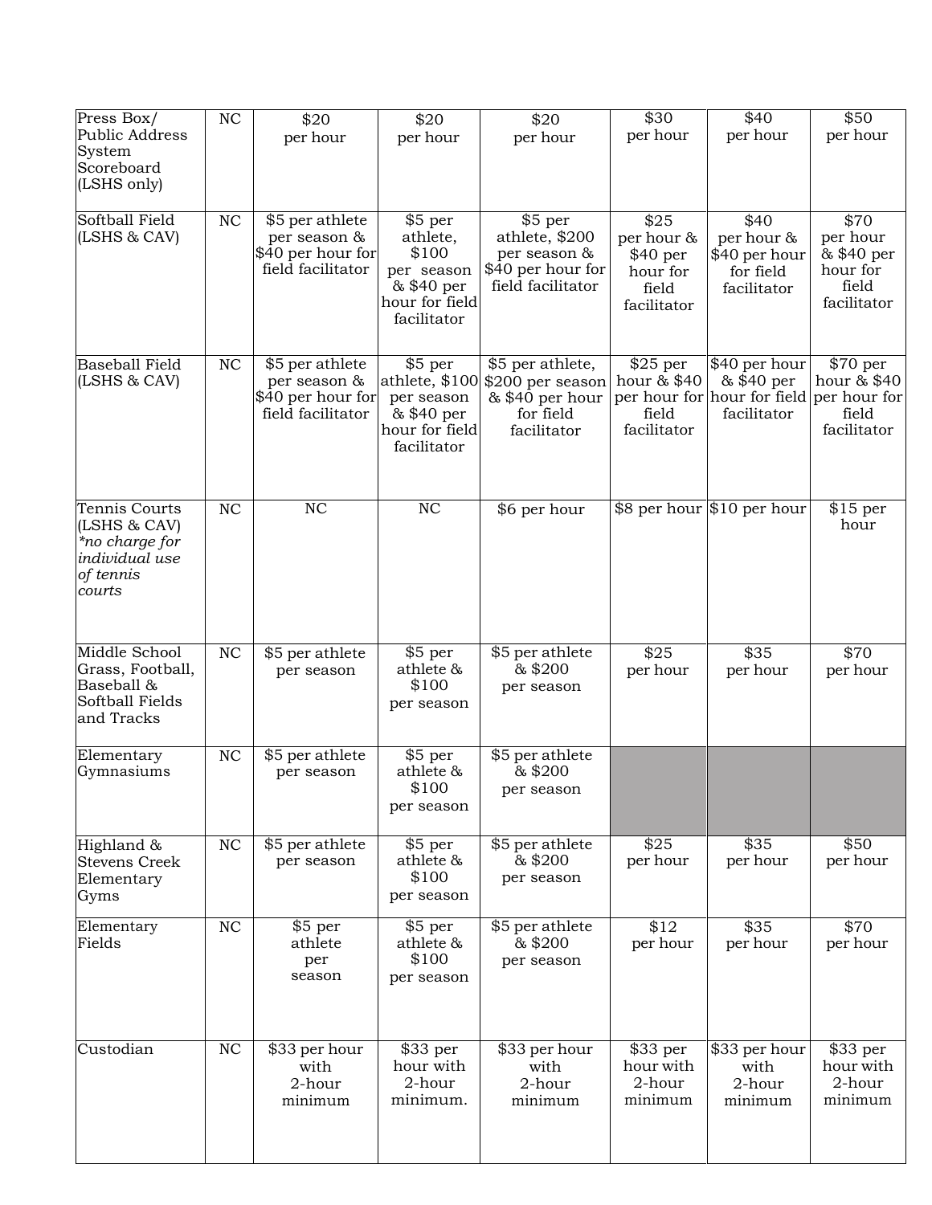| | | | | | | | |
|---|---|---|---|---|---|---|---|
| Press Box/ Public Address System Scoreboard (LSHS only) | NC | $20 per hour | $20 per hour | $20 per hour | $30 per hour | $40 per hour | $50 per hour |
| Softball Field (LSHS & CAV) | NC | $5 per athlete per season & $40 per hour for field facilitator | $5 per athlete, $100 per season & $40 per hour for field facilitator | $5 per athlete, $200 per season & $40 per hour for field facilitator | $25 per hour & $40 per hour for field facilitator | $40 per hour & $40 per hour for field facilitator | $70 per hour & $40 per hour for field facilitator |
| Baseball Field (LSHS & CAV) | NC | $5 per athlete per season & $40 per hour for field facilitator | $5 per athlete, $100 per season & $40 per hour for field facilitator | $5 per athlete, $200 per season & $40 per hour for field facilitator | $25 per hour & $40 per hour for field facilitator | $40 per hour & $40 per hour for field facilitator | $70 per hour & $40 per hour for field facilitator |
| Tennis Courts (LSHS & CAV) *\*no charge for individual use of tennis courts* | NC | NC | NC | $6 per hour | $8 per hour | $10 per hour | $15 per hour |
| Middle School Grass, Football, Baseball & Softball Fields and Tracks | NC | $5 per athlete per season | $5 per athlete & $100 per season | $5 per athlete & $200 per season | $25 per hour | $35 per hour | $70 per hour |
| Elementary Gymnasiums | NC | $5 per athlete per season | $5 per athlete & $100 per season | $5 per athlete & $200 per season | | | |
| Highland & Stevens Creek Elementary Gyms | NC | $5 per athlete per season | $5 per athlete & $100 per season | $5 per athlete & $200 per season | $25 per hour | $35 per hour | $50 per hour |
| Elementary Fields | NC | $5 per athlete per season | $5 per athlete & $100 per season | $5 per athlete & $200 per season | $12 per hour | $35 per hour | $70 per hour |
| Custodian | NC | $33 per hour with 2-hour minimum | $33 per hour with 2-hour minimum. | $33 per hour with 2-hour minimum | $33 per hour with 2-hour minimum | $33 per hour with 2-hour minimum | $33 per hour with 2-hour minimum |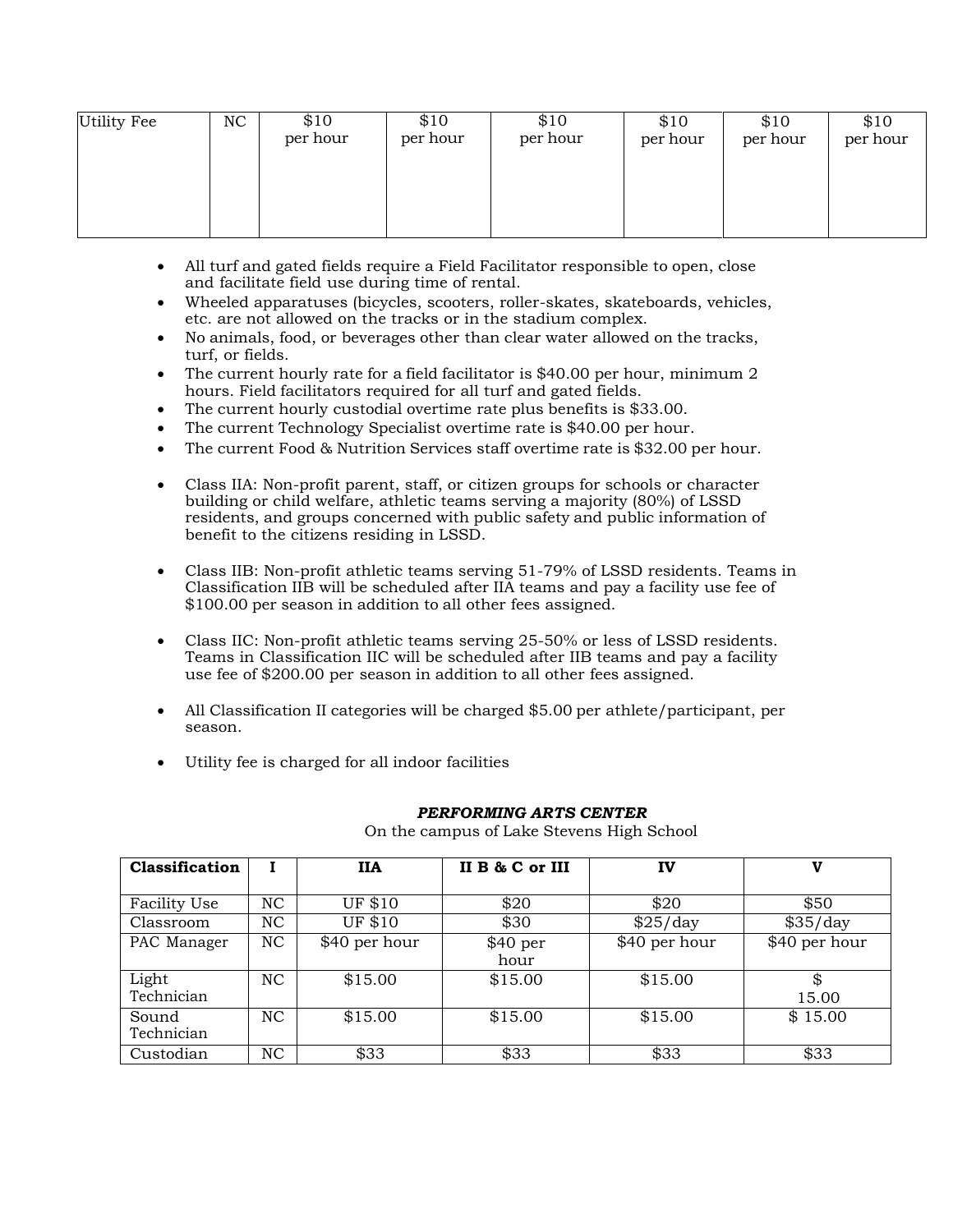| Utility Fee | NC | $10 per hour | $10 per hour | $10 per hour | $10 per hour | $10 per hour | $10 per hour |
|---|---|---|---|---|---|---|---|

- All turf and gated fields require a Field Facilitator responsible to open, close and facilitate field use during time of rental.
- Wheeled apparatuses (bicycles, scooters, roller-skates, skateboards, vehicles, etc. are not allowed on the tracks or in the stadium complex.
- No animals, food, or beverages other than clear water allowed on the tracks, turf, or fields.
- The current hourly rate for a field facilitator is $40.00 per hour, minimum 2 hours. Field facilitators required for all turf and gated fields.
- The current hourly custodial overtime rate plus benefits is $33.00.
- The current Technology Specialist overtime rate is $40.00 per hour.
- The current Food & Nutrition Services staff overtime rate is $32.00 per hour.

- Class IIA: Non-profit parent, staff, or citizen groups for schools or character building or child welfare, athletic teams serving a majority (80%) of LSSD residents, and groups concerned with public safety and public information of benefit to the citizens residing in LSSD.

- Class IIB: Non-profit athletic teams serving 51-79% of LSSD residents. Teams in Classification IIB will be scheduled after IIA teams and pay a facility use fee of $100.00 per season in addition to all other fees assigned.

- Class IIC: Non-profit athletic teams serving 25-50% or less of LSSD residents. Teams in Classification IIC will be scheduled after IIB teams and pay a facility use fee of $200.00 per season in addition to all other fees assigned.

- All Classification II categories will be charged $5.00 per athlete/participant, per season.

- Utility fee is charged for all indoor facilities

***PERFORMING ARTS CENTER***

On the campus of Lake Stevens High School

| Classification | I | IIA | II B & C or III | IV | V |
|---|---|---|---|---|---|
| Facility Use | NC | UF $10 | $20 | $20 | $50 |
| Classroom | NC | UF $10 | $30 | $25/day | $35/day |
| PAC Manager | NC | $40 per hour | $40 per hour | $40 per hour | $40 per hour |
| Light Technician | NC | $15.00 | $15.00 | $15.00 | $ 15.00 |
| Sound Technician | NC | $15.00 | $15.00 | $15.00 | $ 15.00 |
| Custodian | NC | $33 | $33 | $33 | $33 |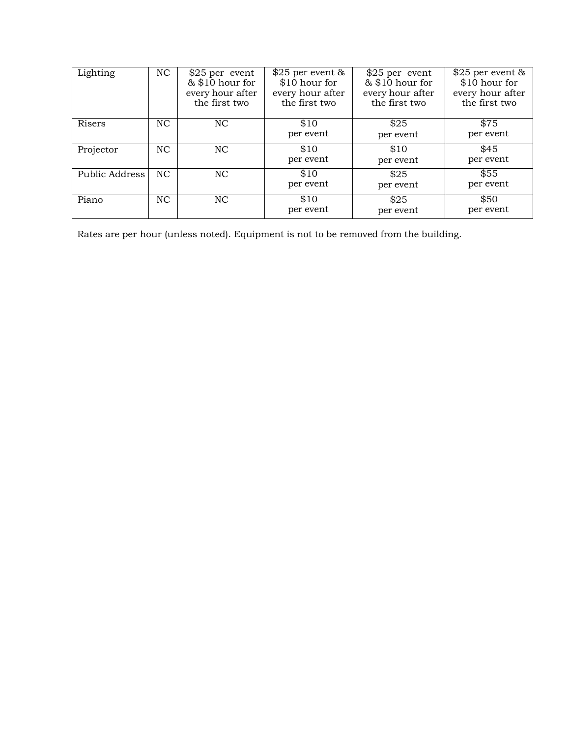| Lighting | NC | $25 per event & $10 hour for every hour after the first two | $25 per event & $10 hour for every hour after the first two | $25 per event & $10 hour for every hour after the first two | $25 per event & $10 hour for every hour after the first two |
|---|---|---|---|---|---|
| Risers | NC | NC | $10 per event | $25 per event | $75 per event |
| Projector | NC | NC | $10 per event | $10 per event | $45 per event |
| Public Address | NC | NC | $10 per event | $25 per event | $55 per event |
| Piano | NC | NC | $10 per event | $25 per event | $50 per event |

Rates are per hour (unless noted). Equipment is not to be removed from the building.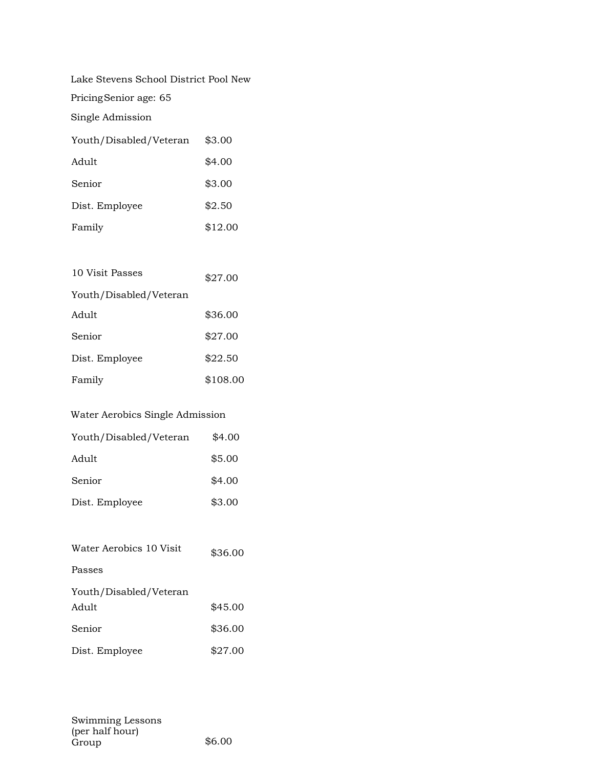Lake Stevens School District Pool New Pricing

Senior age: 65

**Single Admission**

| Category | Price |
|---|---|
| Youth/Disabled/Veteran | $3.00 |
| Adult | $4.00 |
| Senior | $3.00 |
| Dist. Employee | $2.50 |
| Family | $12.00 |

**10 Visit Passes**

| Category | Price |
|---|---|
| Youth/Disabled/Veteran | $27.00 |
| Adult | $36.00 |
| Senior | $27.00 |
| Dist. Employee | $22.50 |
| Family | $108.00 |

**Water Aerobics Single Admission**

| Category | Price |
|---|---|
| Youth/Disabled/Veteran | $4.00 |
| Adult | $5.00 |
| Senior | $4.00 |
| Dist. Employee | $3.00 |

**Water Aerobics 10 Visit Passes**

| Category | Price |
|---|---|
| Youth/Disabled/Veteran | $36.00 |
| Adult | $45.00 |
| Senior | $36.00 |
| Dist. Employee | $27.00 |

**Swimming Lessons (per half hour)**

| Category | Price |
|---|---|
| Group | $6.00 |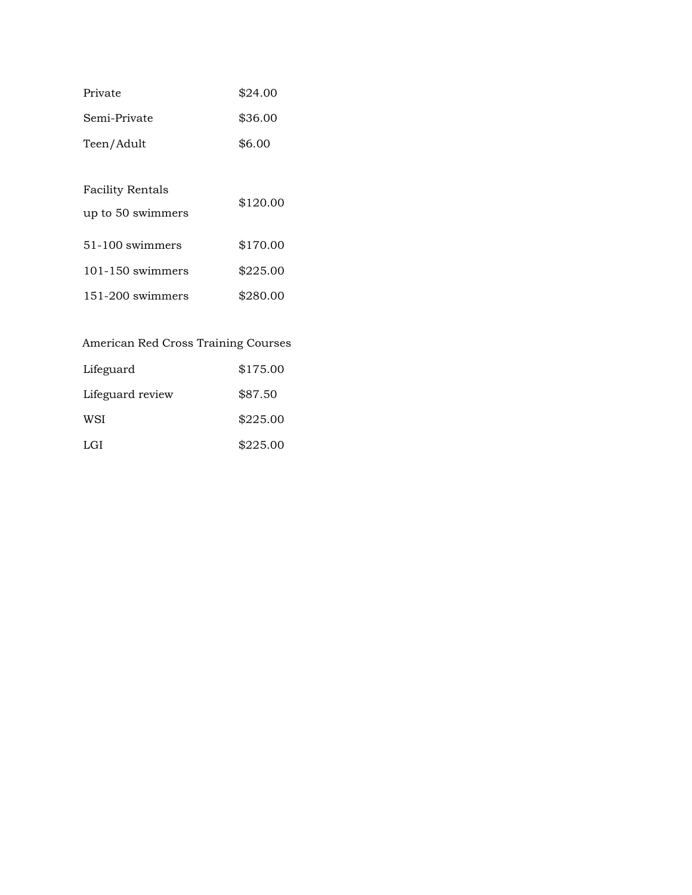| | |
|---|---|
| Private | $24.00 |
| Semi-Private | $36.00 |
| Teen/Adult | $6.00 |

| | |
|---|---|
| Facility Rentals up to 50 swimmers | $120.00 |
| 51-100 swimmers | $170.00 |
| 101-150 swimmers | $225.00 |
| 151-200 swimmers | $280.00 |

American Red Cross Training Courses

| | |
|---|---|
| Lifeguard | $175.00 |
| Lifeguard review | $87.50 |
| WSI | $225.00 |
| LGI | $225.00 |